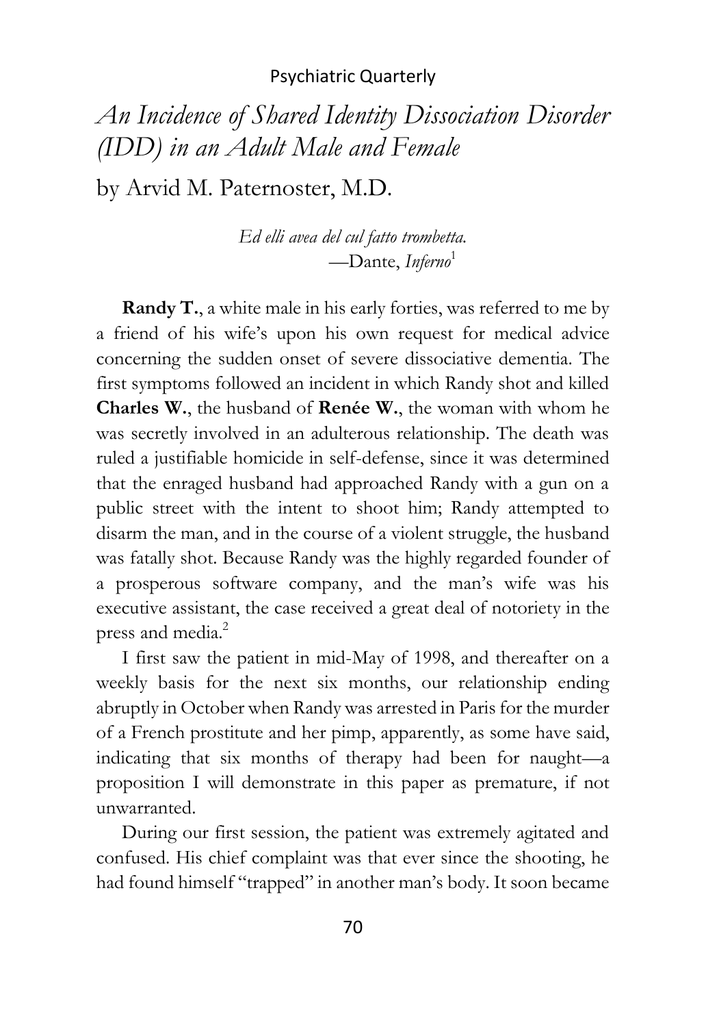Psychiatric Quarterly

# *An Incidence of Shared Identity Dissociation Disorder (IDD) in an Adult Male and Female*

by Arvid M. Paternoster, M.D.

> *Ed elli avea del cul fatto trombetta.*
> —Dante, *Inferno*[1]

**Randy T.**, a white male in his early forties, was referred to me by a friend of his wife's upon his own request for medical advice concerning the sudden onset of severe dissociative dementia. The first symptoms followed an incident in which Randy shot and killed **Charles W.**, the husband of **Renée W.**, the woman with whom he was secretly involved in an adulterous relationship. The death was ruled a justifiable homicide in self-defense, since it was determined that the enraged husband had approached Randy with a gun on a public street with the intent to shoot him; Randy attempted to disarm the man, and in the course of a violent struggle, the husband was fatally shot. Because Randy was the highly regarded founder of a prosperous software company, and the man's wife was his executive assistant, the case received a great deal of notoriety in the press and media.[2]

I first saw the patient in mid-May of 1998, and thereafter on a weekly basis for the next six months, our relationship ending abruptly in October when Randy was arrested in Paris for the murder of a French prostitute and her pimp, apparently, as some have said, indicating that six months of therapy had been for naught—a proposition I will demonstrate in this paper as premature, if not unwarranted.

During our first session, the patient was extremely agitated and confused. His chief complaint was that ever since the shooting, he had found himself "trapped" in another man's body. It soon became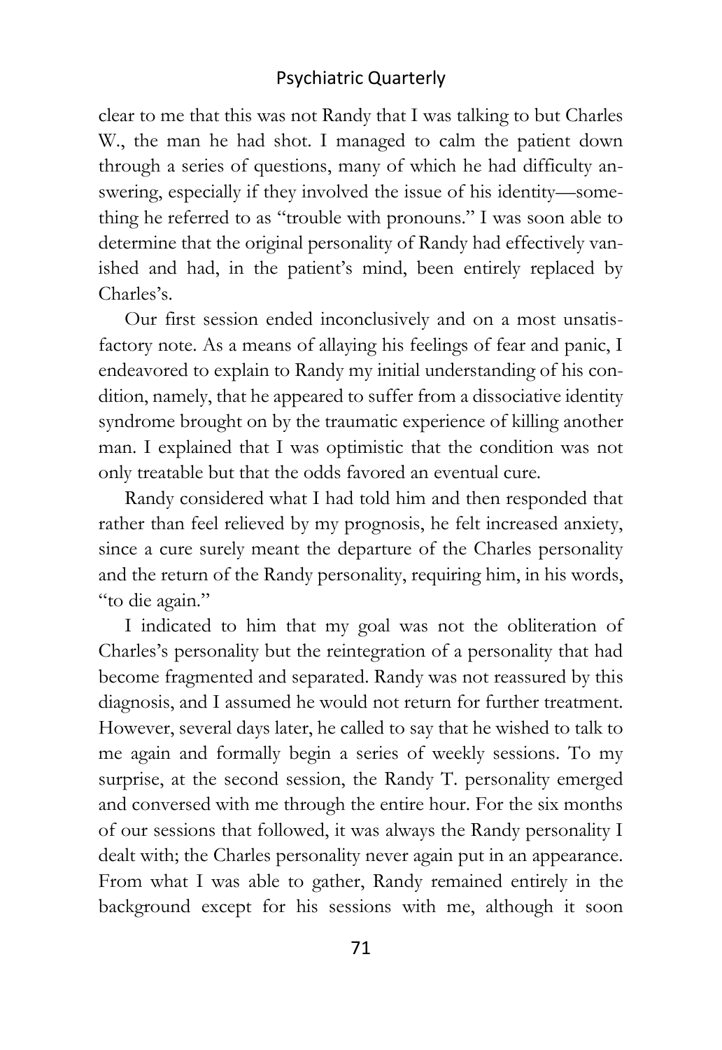clear to me that this was not Randy that I was talking to but Charles W., the man he had shot. I managed to calm the patient down through a series of questions, many of which he had difficulty answering, especially if they involved the issue of his identity—something he referred to as "trouble with pronouns." I was soon able to determine that the original personality of Randy had effectively vanished and had, in the patient's mind, been entirely replaced by Charles's.

Our first session ended inconclusively and on a most unsatisfactory note. As a means of allaying his feelings of fear and panic, I endeavored to explain to Randy my initial understanding of his condition, namely, that he appeared to suffer from a dissociative identity syndrome brought on by the traumatic experience of killing another man. I explained that I was optimistic that the condition was not only treatable but that the odds favored an eventual cure.

Randy considered what I had told him and then responded that rather than feel relieved by my prognosis, he felt increased anxiety, since a cure surely meant the departure of the Charles personality and the return of the Randy personality, requiring him, in his words, "to die again."

I indicated to him that my goal was not the obliteration of Charles's personality but the reintegration of a personality that had become fragmented and separated. Randy was not reassured by this diagnosis, and I assumed he would not return for further treatment. However, several days later, he called to say that he wished to talk to me again and formally begin a series of weekly sessions. To my surprise, at the second session, the Randy T. personality emerged and conversed with me through the entire hour. For the six months of our sessions that followed, it was always the Randy personality I dealt with; the Charles personality never again put in an appearance. From what I was able to gather, Randy remained entirely in the background except for his sessions with me, although it soon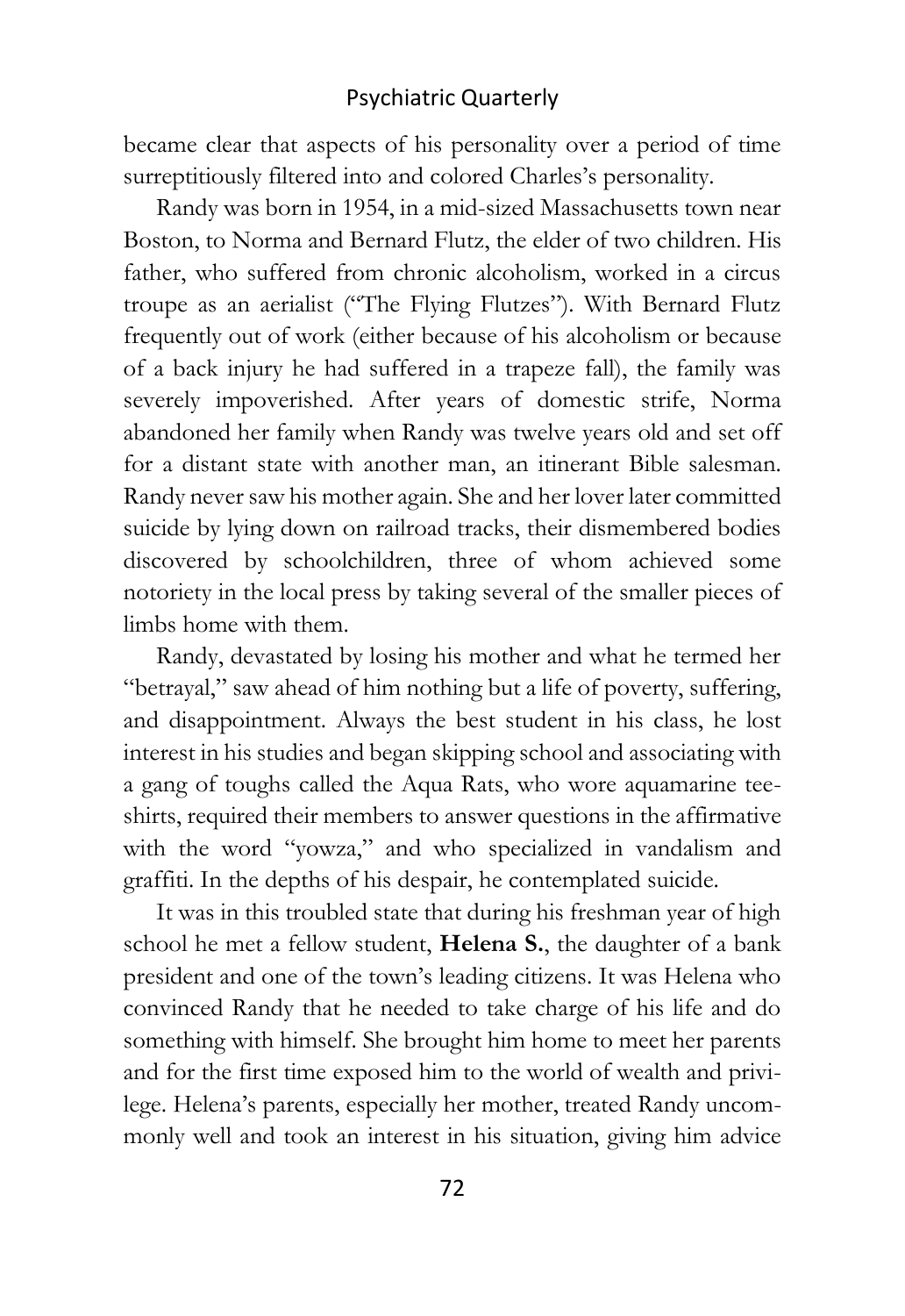became clear that aspects of his personality over a period of time surreptitiously filtered into and colored Charles's personality.

Randy was born in 1954, in a mid-sized Massachusetts town near Boston, to Norma and Bernard Flutz, the elder of two children. His father, who suffered from chronic alcoholism, worked in a circus troupe as an aerialist ("The Flying Flutzes"). With Bernard Flutz frequently out of work (either because of his alcoholism or because of a back injury he had suffered in a trapeze fall), the family was severely impoverished. After years of domestic strife, Norma abandoned her family when Randy was twelve years old and set off for a distant state with another man, an itinerant Bible salesman. Randy never saw his mother again. She and her lover later committed suicide by lying down on railroad tracks, their dismembered bodies discovered by schoolchildren, three of whom achieved some notoriety in the local press by taking several of the smaller pieces of limbs home with them.

Randy, devastated by losing his mother and what he termed her "betrayal," saw ahead of him nothing but a life of poverty, suffering, and disappointment. Always the best student in his class, he lost interest in his studies and began skipping school and associating with a gang of toughs called the Aqua Rats, who wore aquamarine tee-shirts, required their members to answer questions in the affirmative with the word "yowza," and who specialized in vandalism and graffiti. In the depths of his despair, he contemplated suicide.

It was in this troubled state that during his freshman year of high school he met a fellow student, **Helena S.**, the daughter of a bank president and one of the town's leading citizens. It was Helena who convinced Randy that he needed to take charge of his life and do something with himself. She brought him home to meet her parents and for the first time exposed him to the world of wealth and privilege. Helena's parents, especially her mother, treated Randy uncommonly well and took an interest in his situation, giving him advice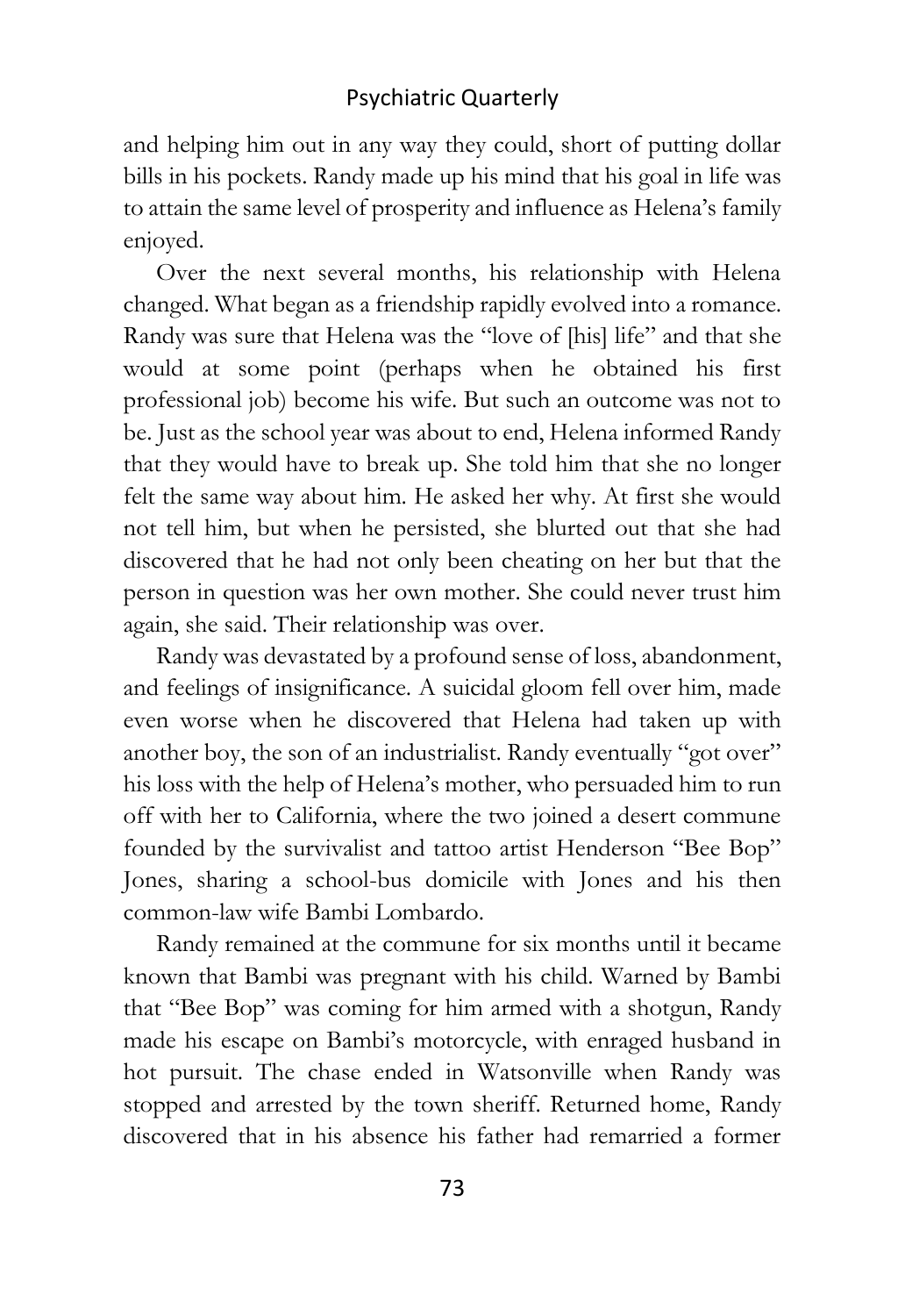and helping him out in any way they could, short of putting dollar bills in his pockets. Randy made up his mind that his goal in life was to attain the same level of prosperity and influence as Helena's family enjoyed.

Over the next several months, his relationship with Helena changed. What began as a friendship rapidly evolved into a romance. Randy was sure that Helena was the "love of [his] life" and that she would at some point (perhaps when he obtained his first professional job) become his wife. But such an outcome was not to be. Just as the school year was about to end, Helena informed Randy that they would have to break up. She told him that she no longer felt the same way about him. He asked her why. At first she would not tell him, but when he persisted, she blurted out that she had discovered that he had not only been cheating on her but that the person in question was her own mother. She could never trust him again, she said. Their relationship was over.

Randy was devastated by a profound sense of loss, abandonment, and feelings of insignificance. A suicidal gloom fell over him, made even worse when he discovered that Helena had taken up with another boy, the son of an industrialist. Randy eventually "got over" his loss with the help of Helena's mother, who persuaded him to run off with her to California, where the two joined a desert commune founded by the survivalist and tattoo artist Henderson "Bee Bop" Jones, sharing a school-bus domicile with Jones and his then common-law wife Bambi Lombardo.

Randy remained at the commune for six months until it became known that Bambi was pregnant with his child. Warned by Bambi that "Bee Bop" was coming for him armed with a shotgun, Randy made his escape on Bambi's motorcycle, with enraged husband in hot pursuit. The chase ended in Watsonville when Randy was stopped and arrested by the town sheriff. Returned home, Randy discovered that in his absence his father had remarried a former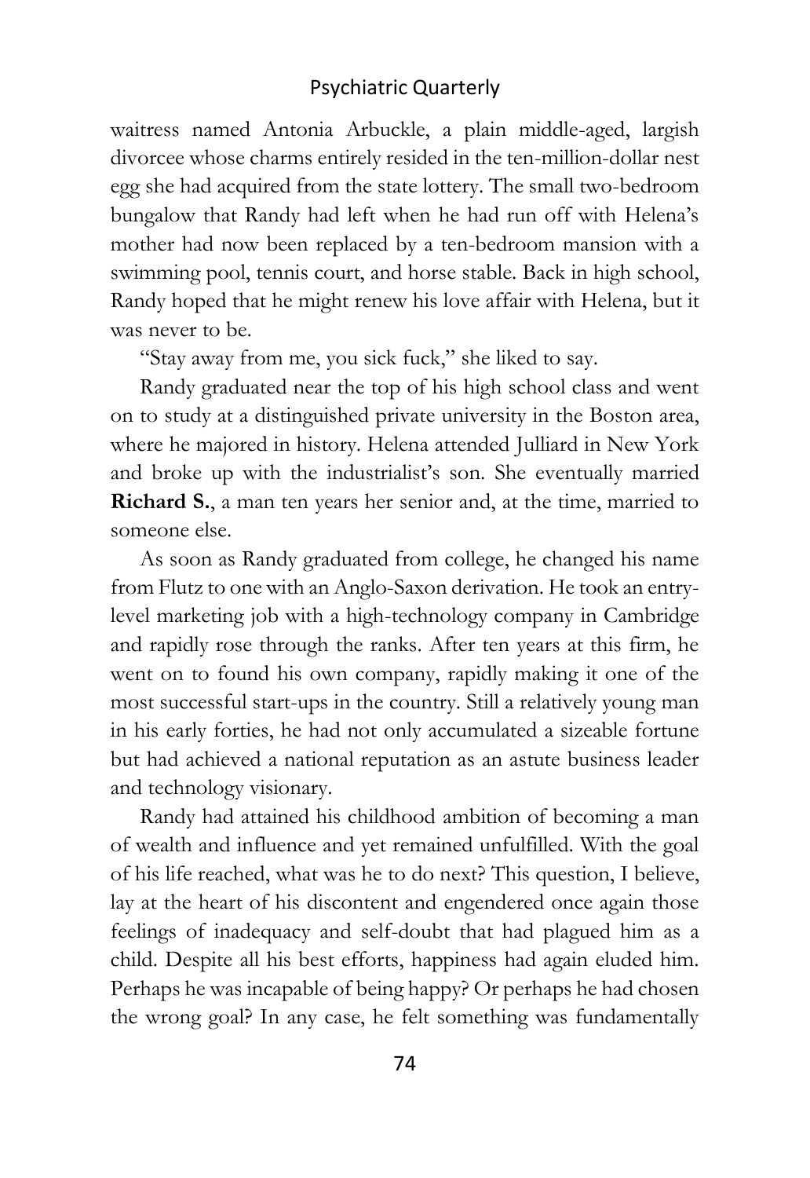waitress named Antonia Arbuckle, a plain middle-aged, largish divorcee whose charms entirely resided in the ten-million-dollar nest egg she had acquired from the state lottery. The small two-bedroom bungalow that Randy had left when he had run off with Helena's mother had now been replaced by a ten-bedroom mansion with a swimming pool, tennis court, and horse stable. Back in high school, Randy hoped that he might renew his love affair with Helena, but it was never to be.

"Stay away from me, you sick fuck," she liked to say.

Randy graduated near the top of his high school class and went on to study at a distinguished private university in the Boston area, where he majored in history. Helena attended Julliard in New York and broke up with the industrialist's son. She eventually married **Richard S.**, a man ten years her senior and, at the time, married to someone else.

As soon as Randy graduated from college, he changed his name from Flutz to one with an Anglo-Saxon derivation. He took an entry-level marketing job with a high-technology company in Cambridge and rapidly rose through the ranks. After ten years at this firm, he went on to found his own company, rapidly making it one of the most successful start-ups in the country. Still a relatively young man in his early forties, he had not only accumulated a sizeable fortune but had achieved a national reputation as an astute business leader and technology visionary.

Randy had attained his childhood ambition of becoming a man of wealth and influence and yet remained unfulfilled. With the goal of his life reached, what was he to do next? This question, I believe, lay at the heart of his discontent and engendered once again those feelings of inadequacy and self-doubt that had plagued him as a child. Despite all his best efforts, happiness had again eluded him. Perhaps he was incapable of being happy? Or perhaps he had chosen the wrong goal? In any case, he felt something was fundamentally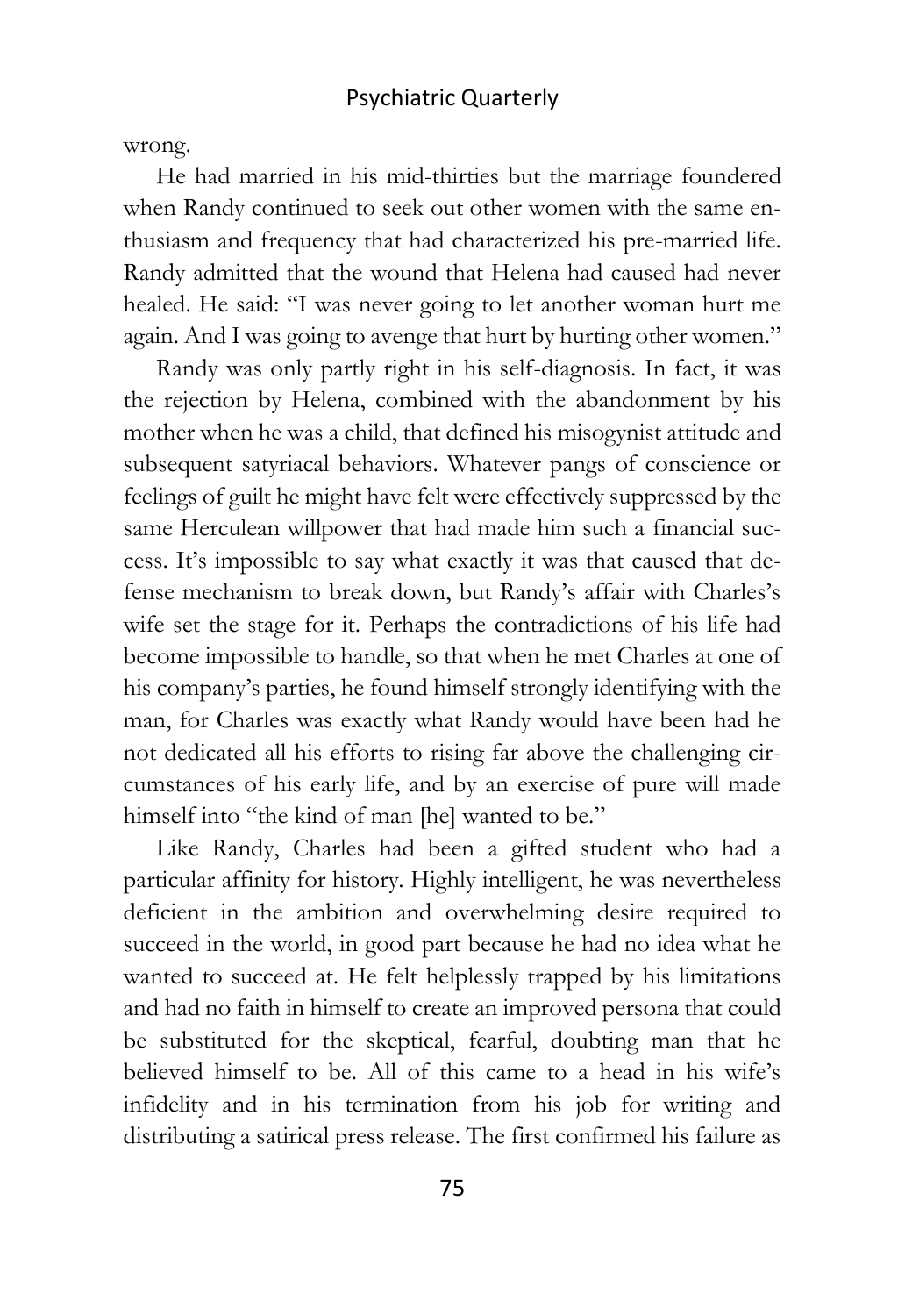wrong.

He had married in his mid-thirties but the marriage foundered when Randy continued to seek out other women with the same enthusiasm and frequency that had characterized his pre-married life. Randy admitted that the wound that Helena had caused had never healed. He said: "I was never going to let another woman hurt me again. And I was going to avenge that hurt by hurting other women."

Randy was only partly right in his self-diagnosis. In fact, it was the rejection by Helena, combined with the abandonment by his mother when he was a child, that defined his misogynist attitude and subsequent satyriacal behaviors. Whatever pangs of conscience or feelings of guilt he might have felt were effectively suppressed by the same Herculean willpower that had made him such a financial success. It's impossible to say what exactly it was that caused that defense mechanism to break down, but Randy's affair with Charles's wife set the stage for it. Perhaps the contradictions of his life had become impossible to handle, so that when he met Charles at one of his company's parties, he found himself strongly identifying with the man, for Charles was exactly what Randy would have been had he not dedicated all his efforts to rising far above the challenging circumstances of his early life, and by an exercise of pure will made himself into "the kind of man [he] wanted to be."

Like Randy, Charles had been a gifted student who had a particular affinity for history. Highly intelligent, he was nevertheless deficient in the ambition and overwhelming desire required to succeed in the world, in good part because he had no idea what he wanted to succeed at. He felt helplessly trapped by his limitations and had no faith in himself to create an improved persona that could be substituted for the skeptical, fearful, doubting man that he believed himself to be. All of this came to a head in his wife's infidelity and in his termination from his job for writing and distributing a satirical press release. The first confirmed his failure as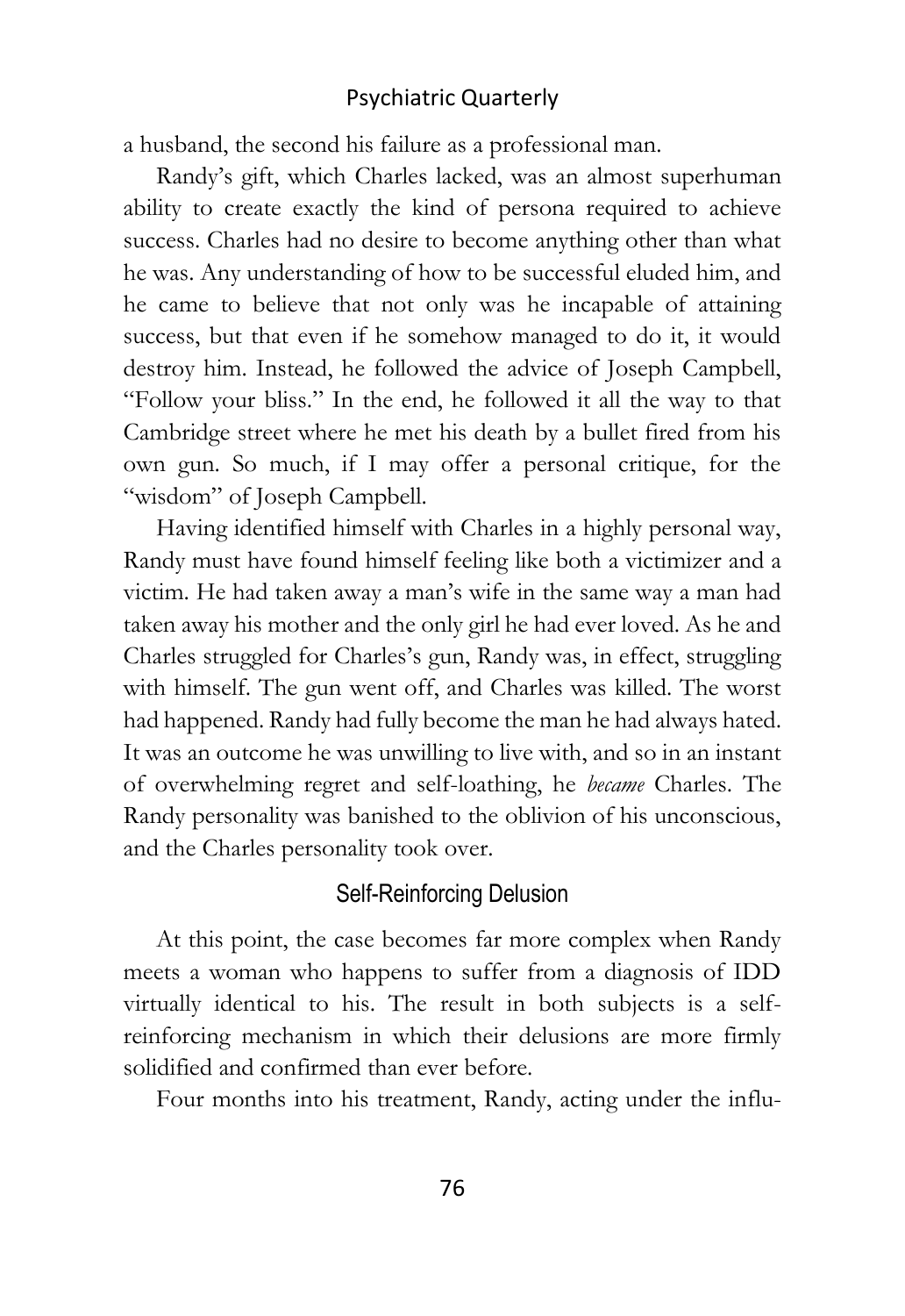a husband, the second his failure as a professional man.

Randy's gift, which Charles lacked, was an almost superhuman ability to create exactly the kind of persona required to achieve success. Charles had no desire to become anything other than what he was. Any understanding of how to be successful eluded him, and he came to believe that not only was he incapable of attaining success, but that even if he somehow managed to do it, it would destroy him. Instead, he followed the advice of Joseph Campbell, "Follow your bliss." In the end, he followed it all the way to that Cambridge street where he met his death by a bullet fired from his own gun. So much, if I may offer a personal critique, for the "wisdom" of Joseph Campbell.

Having identified himself with Charles in a highly personal way, Randy must have found himself feeling like both a victimizer and a victim. He had taken away a man's wife in the same way a man had taken away his mother and the only girl he had ever loved. As he and Charles struggled for Charles's gun, Randy was, in effect, struggling with himself. The gun went off, and Charles was killed. The worst had happened. Randy had fully become the man he had always hated. It was an outcome he was unwilling to live with, and so in an instant of overwhelming regret and self-loathing, he *became* Charles. The Randy personality was banished to the oblivion of his unconscious, and the Charles personality took over.

## Self-Reinforcing Delusion

At this point, the case becomes far more complex when Randy meets a woman who happens to suffer from a diagnosis of IDD virtually identical to his. The result in both subjects is a self-reinforcing mechanism in which their delusions are more firmly solidified and confirmed than ever before.

Four months into his treatment, Randy, acting under the influ-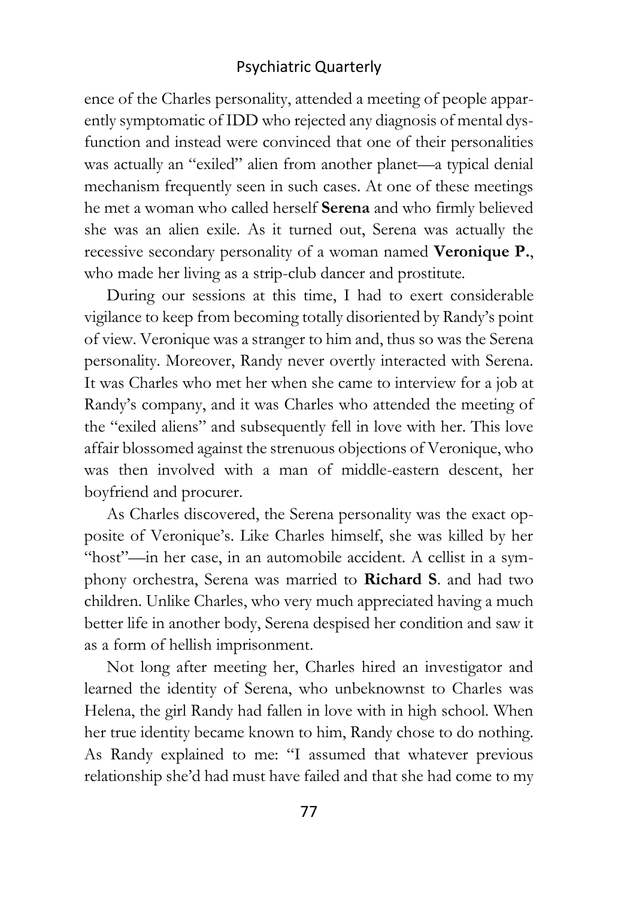ence of the Charles personality, attended a meeting of people apparently symptomatic of IDD who rejected any diagnosis of mental dysfunction and instead were convinced that one of their personalities was actually an "exiled" alien from another planet—a typical denial mechanism frequently seen in such cases. At one of these meetings he met a woman who called herself **Serena** and who firmly believed she was an alien exile. As it turned out, Serena was actually the recessive secondary personality of a woman named **Veronique P.**, who made her living as a strip-club dancer and prostitute.

During our sessions at this time, I had to exert considerable vigilance to keep from becoming totally disoriented by Randy's point of view. Veronique was a stranger to him and, thus so was the Serena personality. Moreover, Randy never overtly interacted with Serena. It was Charles who met her when she came to interview for a job at Randy's company, and it was Charles who attended the meeting of the "exiled aliens" and subsequently fell in love with her. This love affair blossomed against the strenuous objections of Veronique, who was then involved with a man of middle-eastern descent, her boyfriend and procurer.

As Charles discovered, the Serena personality was the exact opposite of Veronique's. Like Charles himself, she was killed by her "host"—in her case, in an automobile accident. A cellist in a symphony orchestra, Serena was married to **Richard S**. and had two children. Unlike Charles, who very much appreciated having a much better life in another body, Serena despised her condition and saw it as a form of hellish imprisonment.

Not long after meeting her, Charles hired an investigator and learned the identity of Serena, who unbeknownst to Charles was Helena, the girl Randy had fallen in love with in high school. When her true identity became known to him, Randy chose to do nothing. As Randy explained to me: "I assumed that whatever previous relationship she'd had must have failed and that she had come to my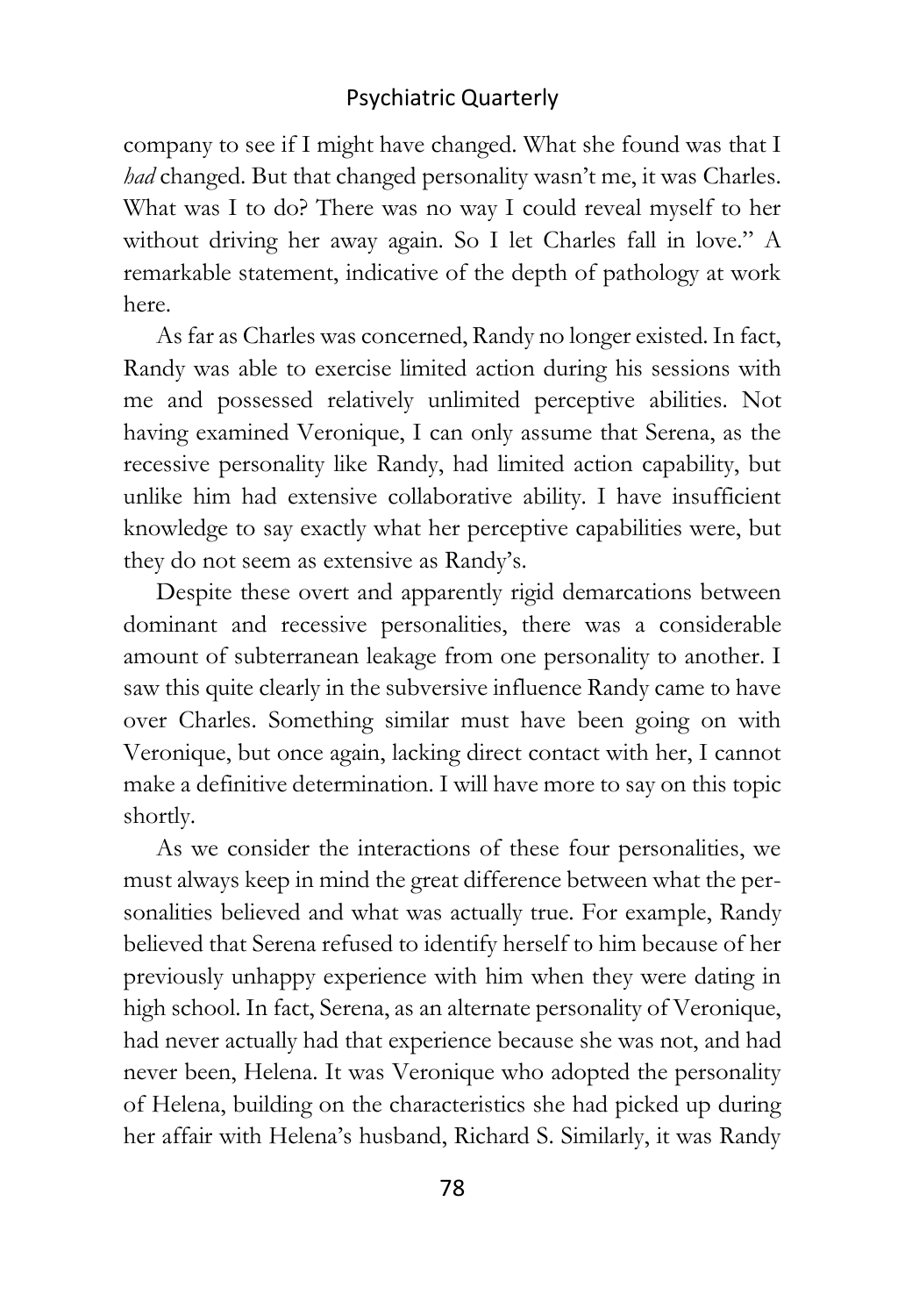company to see if I might have changed. What she found was that I *had* changed. But that changed personality wasn't me, it was Charles. What was I to do? There was no way I could reveal myself to her without driving her away again. So I let Charles fall in love." A remarkable statement, indicative of the depth of pathology at work here.

As far as Charles was concerned, Randy no longer existed. In fact, Randy was able to exercise limited action during his sessions with me and possessed relatively unlimited perceptive abilities. Not having examined Veronique, I can only assume that Serena, as the recessive personality like Randy, had limited action capability, but unlike him had extensive collaborative ability. I have insufficient knowledge to say exactly what her perceptive capabilities were, but they do not seem as extensive as Randy's.

Despite these overt and apparently rigid demarcations between dominant and recessive personalities, there was a considerable amount of subterranean leakage from one personality to another. I saw this quite clearly in the subversive influence Randy came to have over Charles. Something similar must have been going on with Veronique, but once again, lacking direct contact with her, I cannot make a definitive determination. I will have more to say on this topic shortly.

As we consider the interactions of these four personalities, we must always keep in mind the great difference between what the personalities believed and what was actually true. For example, Randy believed that Serena refused to identify herself to him because of her previously unhappy experience with him when they were dating in high school. In fact, Serena, as an alternate personality of Veronique, had never actually had that experience because she was not, and had never been, Helena. It was Veronique who adopted the personality of Helena, building on the characteristics she had picked up during her affair with Helena's husband, Richard S. Similarly, it was Randy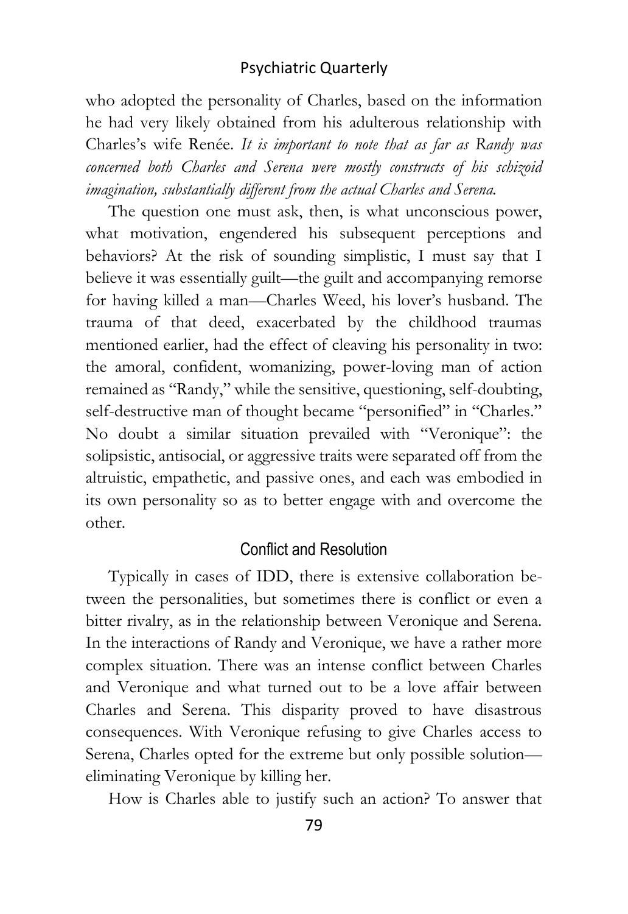who adopted the personality of Charles, based on the information he had very likely obtained from his adulterous relationship with Charles's wife Renée. *It is important to note that as far as Randy was concerned both Charles and Serena were mostly constructs of his schizoid imagination, substantially different from the actual Charles and Serena.*

The question one must ask, then, is what unconscious power, what motivation, engendered his subsequent perceptions and behaviors? At the risk of sounding simplistic, I must say that I believe it was essentially guilt—the guilt and accompanying remorse for having killed a man—Charles Weed, his lover's husband. The trauma of that deed, exacerbated by the childhood traumas mentioned earlier, had the effect of cleaving his personality in two: the amoral, confident, womanizing, power-loving man of action remained as "Randy," while the sensitive, questioning, self-doubting, self-destructive man of thought became "personified" in "Charles." No doubt a similar situation prevailed with "Veronique": the solipsistic, antisocial, or aggressive traits were separated off from the altruistic, empathetic, and passive ones, and each was embodied in its own personality so as to better engage with and overcome the other.

## Conflict and Resolution

Typically in cases of IDD, there is extensive collaboration between the personalities, but sometimes there is conflict or even a bitter rivalry, as in the relationship between Veronique and Serena. In the interactions of Randy and Veronique, we have a rather more complex situation. There was an intense conflict between Charles and Veronique and what turned out to be a love affair between Charles and Serena. This disparity proved to have disastrous consequences. With Veronique refusing to give Charles access to Serena, Charles opted for the extreme but only possible solution—eliminating Veronique by killing her.

How is Charles able to justify such an action? To answer that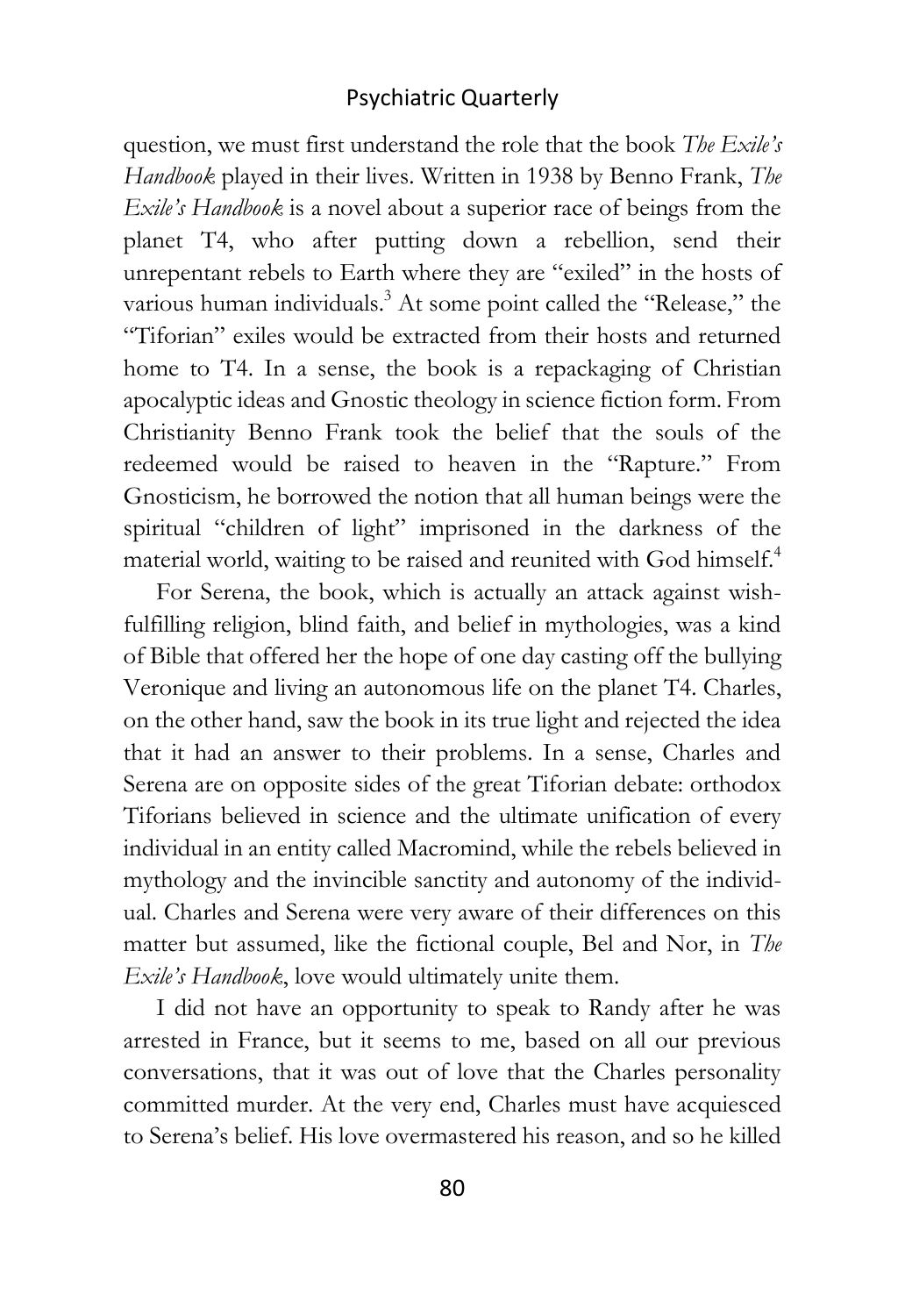question, we must first understand the role that the book *The Exile's Handbook* played in their lives. Written in 1938 by Benno Frank, *The Exile's Handbook* is a novel about a superior race of beings from the planet T4, who after putting down a rebellion, send their unrepentant rebels to Earth where they are "exiled" in the hosts of various human individuals.[3] At some point called the "Release," the "Tiforian" exiles would be extracted from their hosts and returned home to T4. In a sense, the book is a repackaging of Christian apocalyptic ideas and Gnostic theology in science fiction form. From Christianity Benno Frank took the belief that the souls of the redeemed would be raised to heaven in the "Rapture." From Gnosticism, he borrowed the notion that all human beings were the spiritual "children of light" imprisoned in the darkness of the material world, waiting to be raised and reunited with God himself.[4]

For Serena, the book, which is actually an attack against wish-fulfilling religion, blind faith, and belief in mythologies, was a kind of Bible that offered her the hope of one day casting off the bullying Veronique and living an autonomous life on the planet T4. Charles, on the other hand, saw the book in its true light and rejected the idea that it had an answer to their problems. In a sense, Charles and Serena are on opposite sides of the great Tiforian debate: orthodox Tiforians believed in science and the ultimate unification of every individual in an entity called Macromind, while the rebels believed in mythology and the invincible sanctity and autonomy of the individual. Charles and Serena were very aware of their differences on this matter but assumed, like the fictional couple, Bel and Nor, in *The Exile's Handbook*, love would ultimately unite them.

I did not have an opportunity to speak to Randy after he was arrested in France, but it seems to me, based on all our previous conversations, that it was out of love that the Charles personality committed murder. At the very end, Charles must have acquiesced to Serena's belief. His love overmastered his reason, and so he killed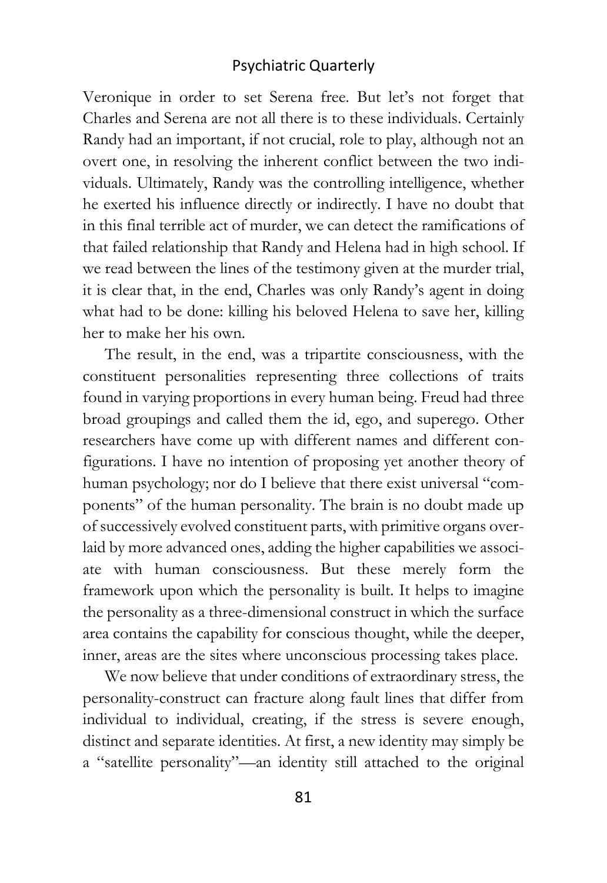Veronique in order to set Serena free. But let's not forget that Charles and Serena are not all there is to these individuals. Certainly Randy had an important, if not crucial, role to play, although not an overt one, in resolving the inherent conflict between the two individuals. Ultimately, Randy was the controlling intelligence, whether he exerted his influence directly or indirectly. I have no doubt that in this final terrible act of murder, we can detect the ramifications of that failed relationship that Randy and Helena had in high school. If we read between the lines of the testimony given at the murder trial, it is clear that, in the end, Charles was only Randy's agent in doing what had to be done: killing his beloved Helena to save her, killing her to make her his own.

The result, in the end, was a tripartite consciousness, with the constituent personalities representing three collections of traits found in varying proportions in every human being. Freud had three broad groupings and called them the id, ego, and superego. Other researchers have come up with different names and different configurations. I have no intention of proposing yet another theory of human psychology; nor do I believe that there exist universal "components" of the human personality. The brain is no doubt made up of successively evolved constituent parts, with primitive organs overlaid by more advanced ones, adding the higher capabilities we associate with human consciousness. But these merely form the framework upon which the personality is built. It helps to imagine the personality as a three-dimensional construct in which the surface area contains the capability for conscious thought, while the deeper, inner, areas are the sites where unconscious processing takes place.

We now believe that under conditions of extraordinary stress, the personality-construct can fracture along fault lines that differ from individual to individual, creating, if the stress is severe enough, distinct and separate identities. At first, a new identity may simply be a "satellite personality"—an identity still attached to the original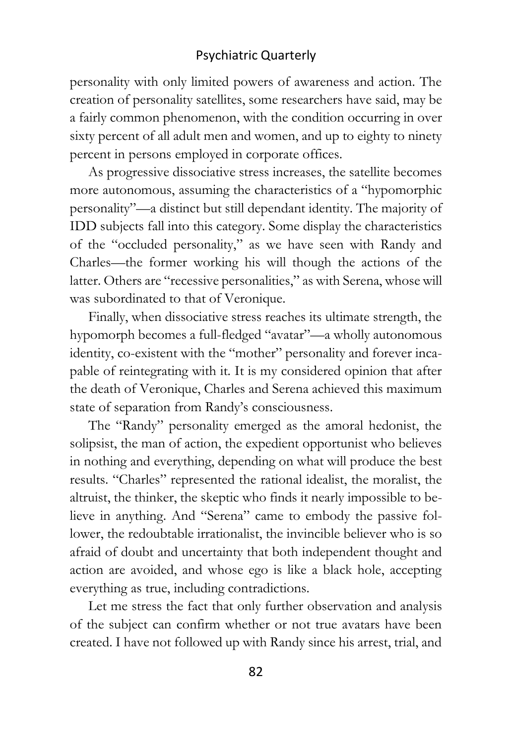personality with only limited powers of awareness and action. The creation of personality satellites, some researchers have said, may be a fairly common phenomenon, with the condition occurring in over sixty percent of all adult men and women, and up to eighty to ninety percent in persons employed in corporate offices.

As progressive dissociative stress increases, the satellite becomes more autonomous, assuming the characteristics of a "hypomorphic personality"—a distinct but still dependant identity. The majority of IDD subjects fall into this category. Some display the characteristics of the "occluded personality," as we have seen with Randy and Charles—the former working his will though the actions of the latter. Others are "recessive personalities," as with Serena, whose will was subordinated to that of Veronique.

Finally, when dissociative stress reaches its ultimate strength, the hypomorph becomes a full-fledged "avatar"—a wholly autonomous identity, co-existent with the "mother" personality and forever incapable of reintegrating with it. It is my considered opinion that after the death of Veronique, Charles and Serena achieved this maximum state of separation from Randy's consciousness.

The "Randy" personality emerged as the amoral hedonist, the solipsist, the man of action, the expedient opportunist who believes in nothing and everything, depending on what will produce the best results. "Charles" represented the rational idealist, the moralist, the altruist, the thinker, the skeptic who finds it nearly impossible to believe in anything. And "Serena" came to embody the passive follower, the redoubtable irrationalist, the invincible believer who is so afraid of doubt and uncertainty that both independent thought and action are avoided, and whose ego is like a black hole, accepting everything as true, including contradictions.

Let me stress the fact that only further observation and analysis of the subject can confirm whether or not true avatars have been created. I have not followed up with Randy since his arrest, trial, and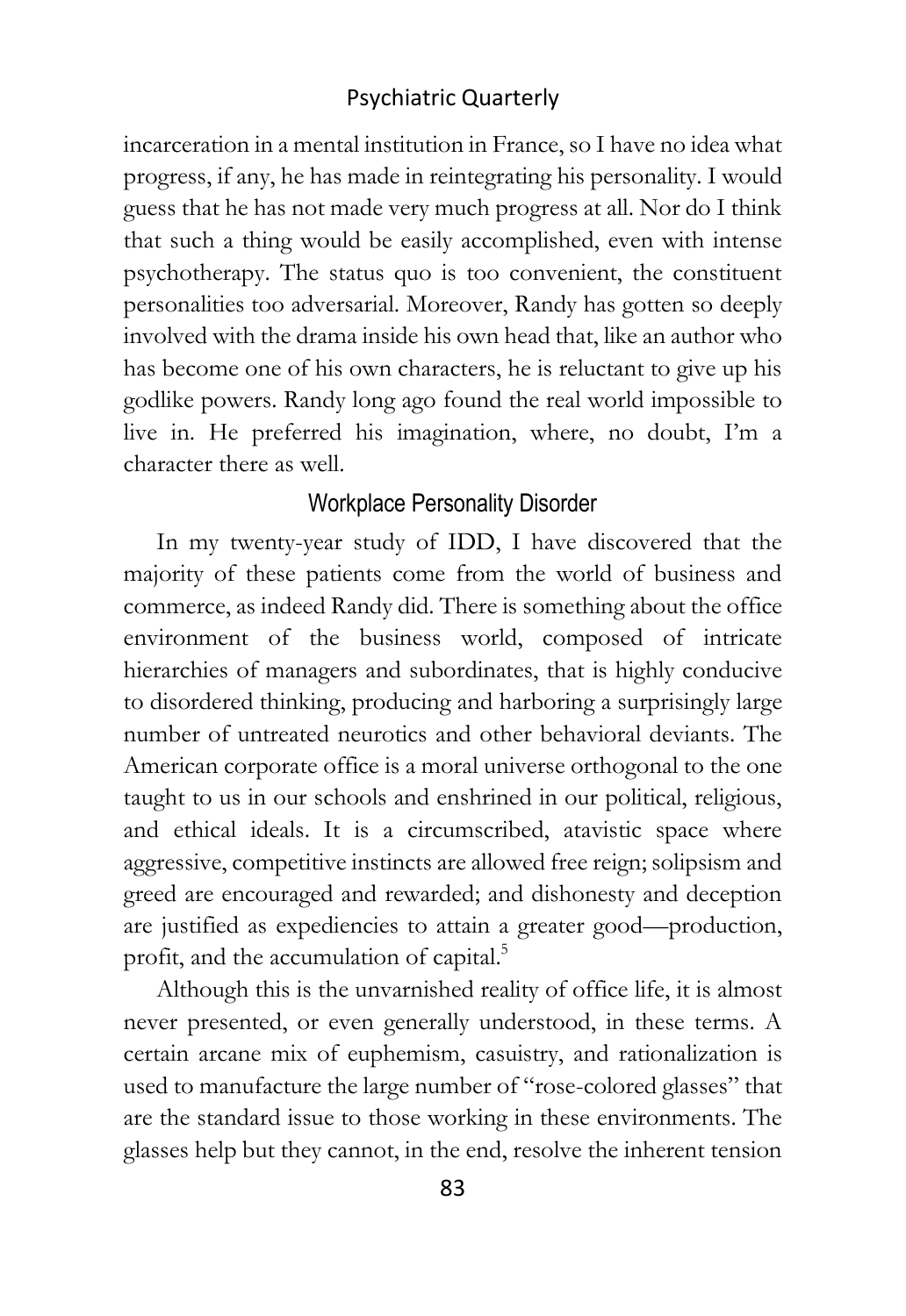incarceration in a mental institution in France, so I have no idea what progress, if any, he has made in reintegrating his personality. I would guess that he has not made very much progress at all. Nor do I think that such a thing would be easily accomplished, even with intense psychotherapy. The status quo is too convenient, the constituent personalities too adversarial. Moreover, Randy has gotten so deeply involved with the drama inside his own head that, like an author who has become one of his own characters, he is reluctant to give up his godlike powers. Randy long ago found the real world impossible to live in. He preferred his imagination, where, no doubt, I'm a character there as well.

## Workplace Personality Disorder

In my twenty-year study of IDD, I have discovered that the majority of these patients come from the world of business and commerce, as indeed Randy did. There is something about the office environment of the business world, composed of intricate hierarchies of managers and subordinates, that is highly conducive to disordered thinking, producing and harboring a surprisingly large number of untreated neurotics and other behavioral deviants. The American corporate office is a moral universe orthogonal to the one taught to us in our schools and enshrined in our political, religious, and ethical ideals. It is a circumscribed, atavistic space where aggressive, competitive instincts are allowed free reign; solipsism and greed are encouraged and rewarded; and dishonesty and deception are justified as expediencies to attain a greater good—production, profit, and the accumulation of capital.[5]

Although this is the unvarnished reality of office life, it is almost never presented, or even generally understood, in these terms. A certain arcane mix of euphemism, casuistry, and rationalization is used to manufacture the large number of "rose-colored glasses" that are the standard issue to those working in these environments. The glasses help but they cannot, in the end, resolve the inherent tension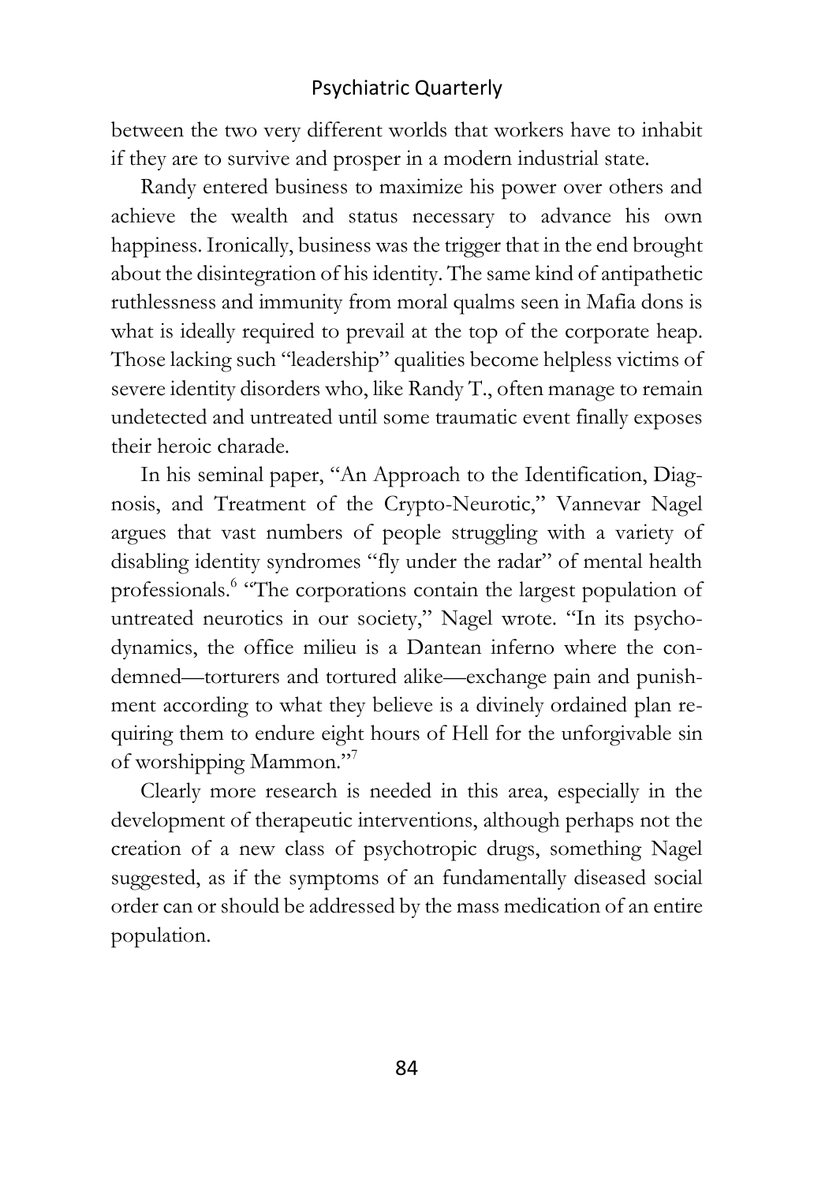between the two very different worlds that workers have to inhabit if they are to survive and prosper in a modern industrial state.

Randy entered business to maximize his power over others and achieve the wealth and status necessary to advance his own happiness. Ironically, business was the trigger that in the end brought about the disintegration of his identity. The same kind of antipathetic ruthlessness and immunity from moral qualms seen in Mafia dons is what is ideally required to prevail at the top of the corporate heap. Those lacking such "leadership" qualities become helpless victims of severe identity disorders who, like Randy T., often manage to remain undetected and untreated until some traumatic event finally exposes their heroic charade.

In his seminal paper, "An Approach to the Identification, Diagnosis, and Treatment of the Crypto-Neurotic," Vannevar Nagel argues that vast numbers of people struggling with a variety of disabling identity syndromes "fly under the radar" of mental health professionals.[6] "The corporations contain the largest population of untreated neurotics in our society," Nagel wrote. "In its psychodynamics, the office milieu is a Dantean inferno where the condemned—torturers and tortured alike—exchange pain and punishment according to what they believe is a divinely ordained plan requiring them to endure eight hours of Hell for the unforgivable sin of worshipping Mammon."[7]

Clearly more research is needed in this area, especially in the development of therapeutic interventions, although perhaps not the creation of a new class of psychotropic drugs, something Nagel suggested, as if the symptoms of an fundamentally diseased social order can or should be addressed by the mass medication of an entire population.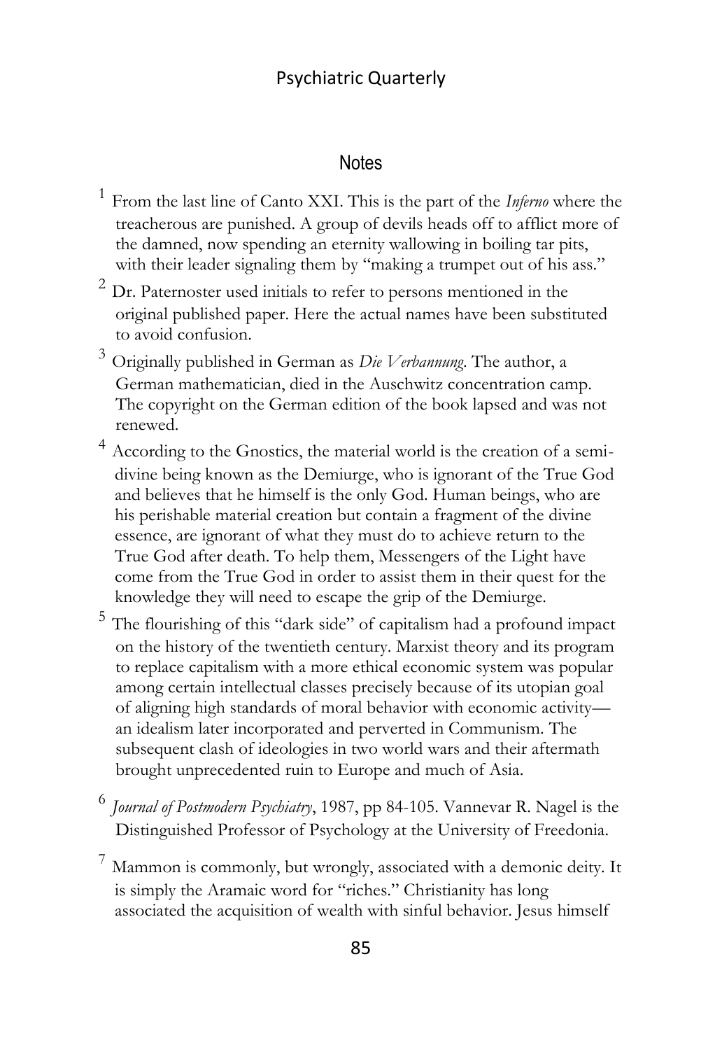## Notes

[1] From the last line of Canto XXI. This is the part of the *Inferno* where the treacherous are punished. A group of devils heads off to afflict more of the damned, now spending an eternity wallowing in boiling tar pits, with their leader signaling them by "making a trumpet out of his ass."

[2] Dr. Paternoster used initials to refer to persons mentioned in the original published paper. Here the actual names have been substituted to avoid confusion.

[3] Originally published in German as *Die Verbannung*. The author, a German mathematician, died in the Auschwitz concentration camp. The copyright on the German edition of the book lapsed and was not renewed.

[4] According to the Gnostics, the material world is the creation of a semi-divine being known as the Demiurge, who is ignorant of the True God and believes that he himself is the only God. Human beings, who are his perishable material creation but contain a fragment of the divine essence, are ignorant of what they must do to achieve return to the True God after death. To help them, Messengers of the Light have come from the True God in order to assist them in their quest for the knowledge they will need to escape the grip of the Demiurge.

[5] The flourishing of this "dark side" of capitalism had a profound impact on the history of the twentieth century. Marxist theory and its program to replace capitalism with a more ethical economic system was popular among certain intellectual classes precisely because of its utopian goal of aligning high standards of moral behavior with economic activity—an idealism later incorporated and perverted in Communism. The subsequent clash of ideologies in two world wars and their aftermath brought unprecedented ruin to Europe and much of Asia.

[6] *Journal of Postmodern Psychiatry*, 1987, pp 84-105. Vannevar R. Nagel is the Distinguished Professor of Psychology at the University of Freedonia.

[7] Mammon is commonly, but wrongly, associated with a demonic deity. It is simply the Aramaic word for "riches." Christianity has long associated the acquisition of wealth with sinful behavior. Jesus himself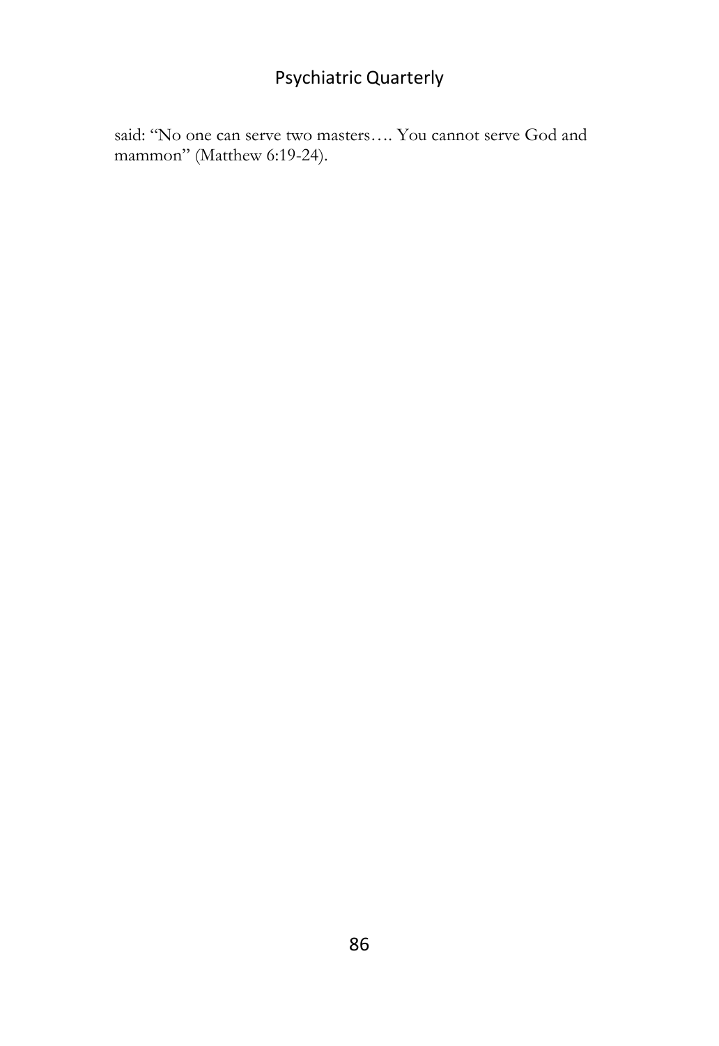said: "No one can serve two masters…. You cannot serve God and mammon" (Matthew 6:19-24).